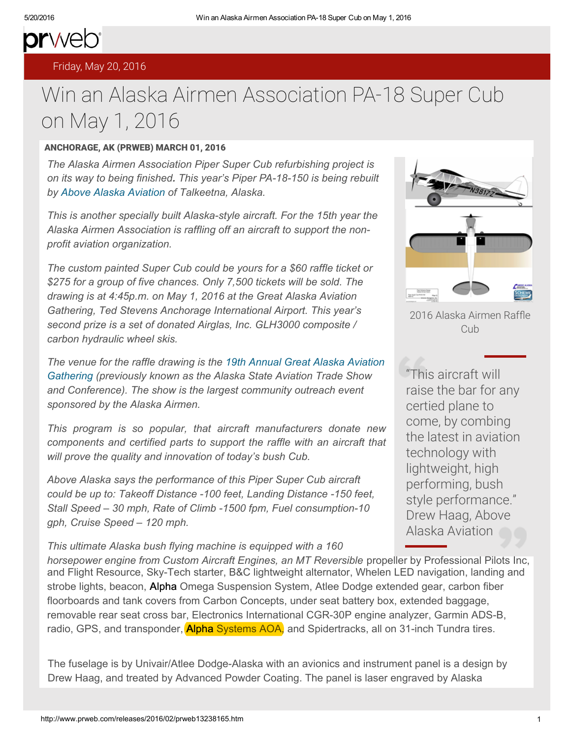prweb

Friday, May 20, 2016

# Win an Alaska Airmen Association PA-18 Super Cub on May 1, 2016

**ANCHORAGE, AK (PRWEB) MARCH 01, 2016**

*The Alaska Airmen Association Piper Super Cub refurbishing project is on its way to being finished. This year's Piper PA-18-150 is being rebuilt by Above Alaska Aviation of Talkeetna, Alaska.*

*This is another specially built Alaska-style aircraft. For the 15th year the Alaska Airmen Association is raffling off an aircraft to support the non-profit aviation organization.*

*The custom painted Super Cub could be yours for a $60 raffle ticket or $275 for a group of five chances. Only 7,500 tickets will be sold. The drawing is at 4:45p.m. on May 1, 2016 at the Great Alaska Aviation Gathering, Ted Stevens Anchorage International Airport. This year's second prize is a set of donated Airglas, Inc. GLH3000 composite / carbon hydraulic wheel skis.*

2016 Alaska Airmen Raffle Cub

> "This aircraft will raise the bar for any certied plane to come, by combing the latest in aviation technology with lightweight, high performing, bush style performance." Drew Haag, Above Alaska Aviation

*The venue for the raffle drawing is the 19th Annual Great Alaska Aviation Gathering (previously known as the Alaska State Aviation Trade Show and Conference). The show is the largest community outreach event sponsored by the Alaska Airmen.*

*This program is so popular, that aircraft manufacturers donate new components and certified parts to support the raffle with an aircraft that will prove the quality and innovation of today's bush Cub.*

*Above Alaska says the performance of this Piper Super Cub aircraft could be up to: Takeoff Distance -100 feet, Landing Distance -150 feet, Stall Speed – 30 mph, Rate of Climb -1500 fpm, Fuel consumption-10 gph, Cruise Speed – 120 mph.*

*This ultimate Alaska bush flying machine is equipped with a 160 horsepower engine from Custom Aircraft Engines, an MT Reversible* propeller by Professional Pilots Inc, and Flight Resource, Sky-Tech starter, B&C lightweight alternator, Whelen LED navigation, landing and strobe lights, beacon, Alpha Omega Suspension System, Atlee Dodge extended gear, carbon fiber floorboards and tank covers from Carbon Concepts, under seat battery box, extended baggage, removable rear seat cross bar, Electronics International CGR-30P engine analyzer, Garmin ADS-B, radio, GPS, and transponder, Alpha Systems AOA, and Spidertracks, all on 31-inch Tundra tires.

The fuselage is by Univair/Atlee Dodge-Alaska with an avionics and instrument panel is a design by Drew Haag, and treated by Advanced Powder Coating. The panel is laser engraved by Alaska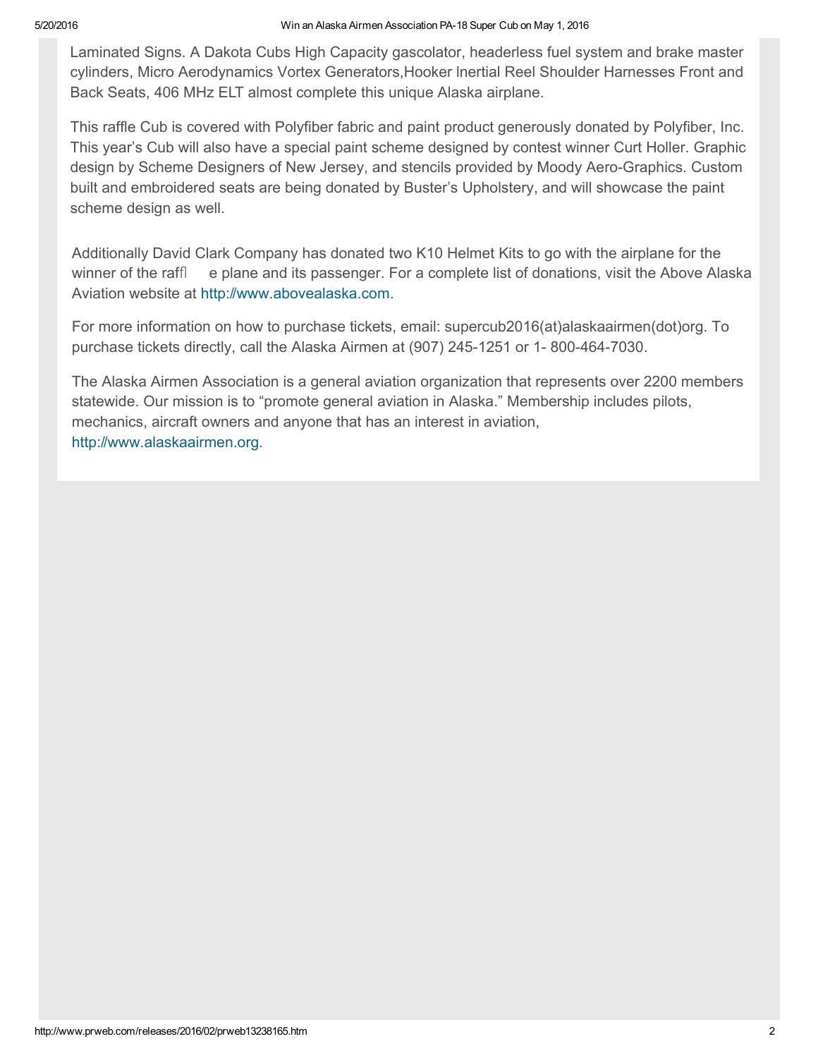Laminated Signs. A Dakota Cubs High Capacity gascolator, headerless fuel system and brake master cylinders, Micro Aerodynamics Vortex Generators,Hooker Inertial Reel Shoulder Harnesses Front and Back Seats, 406 MHz ELT almost complete this unique Alaska airplane.

This raffle Cub is covered with Polyfiber fabric and paint product generously donated by Polyfiber, Inc. This year's Cub will also have a special paint scheme designed by contest winner Curt Holler. Graphic design by Scheme Designers of New Jersey, and stencils provided by Moody Aero-Graphics. Custom built and embroidered seats are being donated by Buster's Upholstery, and will showcase the paint scheme design as well.

Additionally David Clark Company has donated two K10 Helmet Kits to go with the airplane for the winner of the raffle plane and its passenger. For a complete list of donations, visit the Above Alaska Aviation website at http://www.abovealaska.com.

For more information on how to purchase tickets, email: supercub2016(at)alaskaairmen(dot)org. To purchase tickets directly, call the Alaska Airmen at (907) 245-1251 or 1- 800-464-7030.

The Alaska Airmen Association is a general aviation organization that represents over 2200 members statewide. Our mission is to "promote general aviation in Alaska." Membership includes pilots, mechanics, aircraft owners and anyone that has an interest in aviation, http://www.alaskaairmen.org.